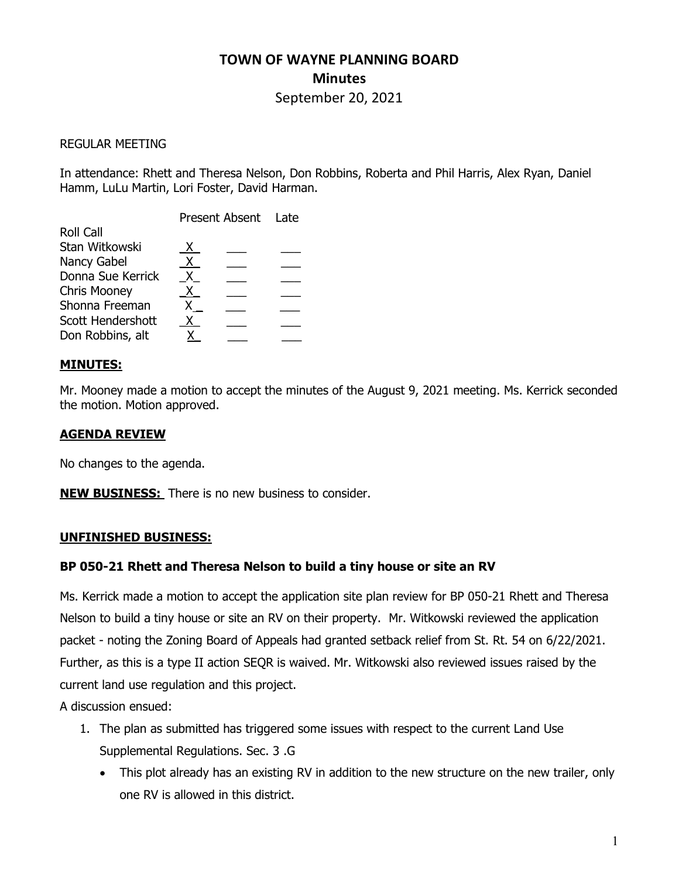# TOWN OF WAYNE PLANNING BOARD

## Minutes

September 20, 2021

REGULAR MEETING

In attendance: Rhett and Theresa Nelson, Don Robbins, Roberta and Phil Harris, Alex Ryan, Daniel Hamm, LuLu Martin, Lori Foster, David Harman.

| Roll Call | Present | Absent | Late |
|---|---|---|---|
| Stan Witkowski | X | | |
| Nancy Gabel | X | | |
| Donna Sue Kerrick | X | | |
| Chris Mooney | X | | |
| Shonna Freeman | X | | |
| Scott Hendershott | X | | |
| Don Robbins, alt | X | | |

### MINUTES:

Mr. Mooney made a motion to accept the minutes of the August 9, 2021 meeting. Ms. Kerrick seconded the motion. Motion approved.

### AGENDA REVIEW

No changes to the agenda.

**NEW BUSINESS:** There is no new business to consider.

### UNFINISHED BUSINESS:

### BP 050-21 Rhett and Theresa Nelson to build a tiny house or site an RV

Ms. Kerrick made a motion to accept the application site plan review for BP 050-21 Rhett and Theresa Nelson to build a tiny house or site an RV on their property. Mr. Witkowski reviewed the application packet - noting the Zoning Board of Appeals had granted setback relief from St. Rt. 54 on 6/22/2021. Further, as this is a type II action SEQR is waived. Mr. Witkowski also reviewed issues raised by the current land use regulation and this project.

A discussion ensued:

1. The plan as submitted has triggered some issues with respect to the current Land Use Supplemental Regulations. Sec. 3 .G
   - This plot already has an existing RV in addition to the new structure on the new trailer, only one RV is allowed in this district.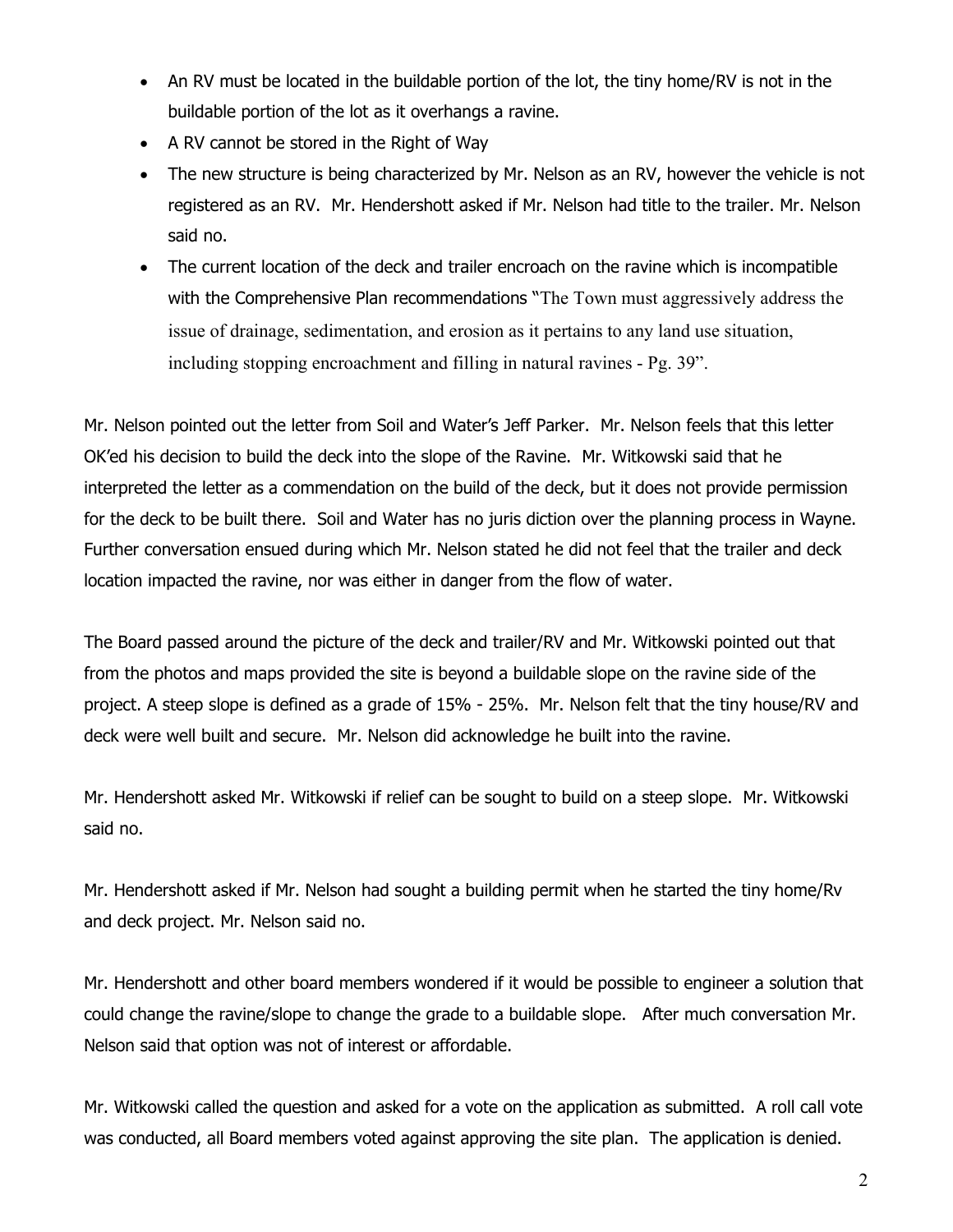- An RV must be located in the buildable portion of the lot, the tiny home/RV is not in the buildable portion of the lot as it overhangs a ravine.
- A RV cannot be stored in the Right of Way
- The new structure is being characterized by Mr. Nelson as an RV, however the vehicle is not registered as an RV. Mr. Hendershott asked if Mr. Nelson had title to the trailer. Mr. Nelson said no.
- The current location of the deck and trailer encroach on the ravine which is incompatible with the Comprehensive Plan recommendations "The Town must aggressively address the issue of drainage, sedimentation, and erosion as it pertains to any land use situation, including stopping encroachment and filling in natural ravines - Pg. 39".

Mr. Nelson pointed out the letter from Soil and Water's Jeff Parker. Mr. Nelson feels that this letter OK'ed his decision to build the deck into the slope of the Ravine. Mr. Witkowski said that he interpreted the letter as a commendation on the build of the deck, but it does not provide permission for the deck to be built there. Soil and Water has no juris diction over the planning process in Wayne. Further conversation ensued during which Mr. Nelson stated he did not feel that the trailer and deck location impacted the ravine, nor was either in danger from the flow of water.

The Board passed around the picture of the deck and trailer/RV and Mr. Witkowski pointed out that from the photos and maps provided the site is beyond a buildable slope on the ravine side of the project. A steep slope is defined as a grade of 15% - 25%. Mr. Nelson felt that the tiny house/RV and deck were well built and secure. Mr. Nelson did acknowledge he built into the ravine.

Mr. Hendershott asked Mr. Witkowski if relief can be sought to build on a steep slope. Mr. Witkowski said no.

Mr. Hendershott asked if Mr. Nelson had sought a building permit when he started the tiny home/Rv and deck project. Mr. Nelson said no.

Mr. Hendershott and other board members wondered if it would be possible to engineer a solution that could change the ravine/slope to change the grade to a buildable slope. After much conversation Mr. Nelson said that option was not of interest or affordable.

Mr. Witkowski called the question and asked for a vote on the application as submitted. A roll call vote was conducted, all Board members voted against approving the site plan. The application is denied.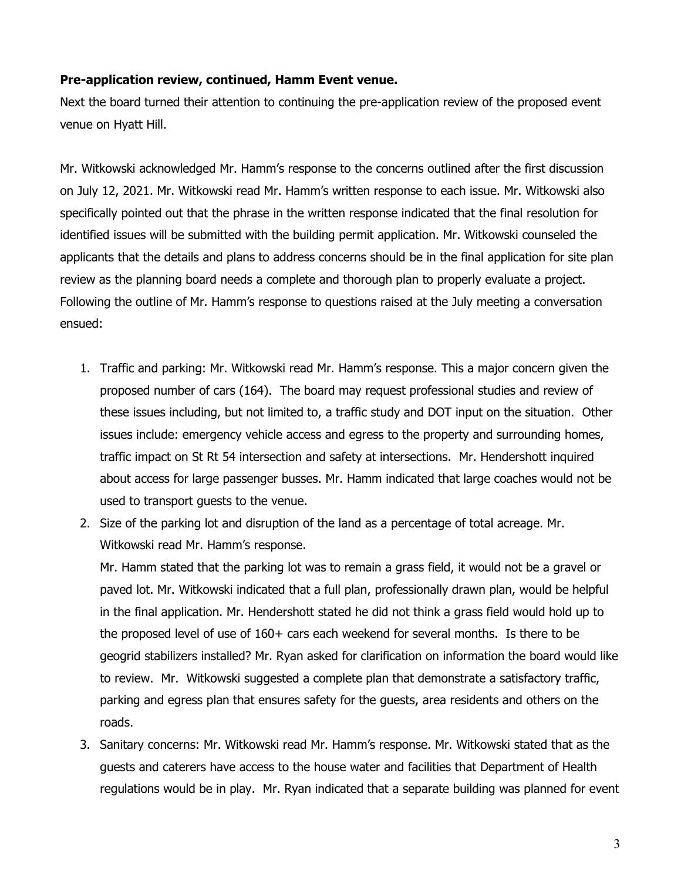**Pre-application review, continued, Hamm Event venue.**

Next the board turned their attention to continuing the pre-application review of the proposed event venue on Hyatt Hill.

Mr. Witkowski acknowledged Mr. Hamm's response to the concerns outlined after the first discussion on July 12, 2021. Mr. Witkowski read Mr. Hamm's written response to each issue. Mr. Witkowski also specifically pointed out that the phrase in the written response indicated that the final resolution for identified issues will be submitted with the building permit application. Mr. Witkowski counseled the applicants that the details and plans to address concerns should be in the final application for site plan review as the planning board needs a complete and thorough plan to properly evaluate a project. Following the outline of Mr. Hamm's response to questions raised at the July meeting a conversation ensued:

1. Traffic and parking: Mr. Witkowski read Mr. Hamm's response. This a major concern given the proposed number of cars (164). The board may request professional studies and review of these issues including, but not limited to, a traffic study and DOT input on the situation. Other issues include: emergency vehicle access and egress to the property and surrounding homes, traffic impact on St Rt 54 intersection and safety at intersections. Mr. Hendershott inquired about access for large passenger busses. Mr. Hamm indicated that large coaches would not be used to transport guests to the venue.
2. Size of the parking lot and disruption of the land as a percentage of total acreage. Mr. Witkowski read Mr. Hamm's response.
   Mr. Hamm stated that the parking lot was to remain a grass field, it would not be a gravel or paved lot. Mr. Witkowski indicated that a full plan, professionally drawn plan, would be helpful in the final application. Mr. Hendershott stated he did not think a grass field would hold up to the proposed level of use of 160+ cars each weekend for several months. Is there to be geogrid stabilizers installed? Mr. Ryan asked for clarification on information the board would like to review. Mr. Witkowski suggested a complete plan that demonstrate a satisfactory traffic, parking and egress plan that ensures safety for the guests, area residents and others on the roads.
3. Sanitary concerns: Mr. Witkowski read Mr. Hamm's response. Mr. Witkowski stated that as the guests and caterers have access to the house water and facilities that Department of Health regulations would be in play. Mr. Ryan indicated that a separate building was planned for event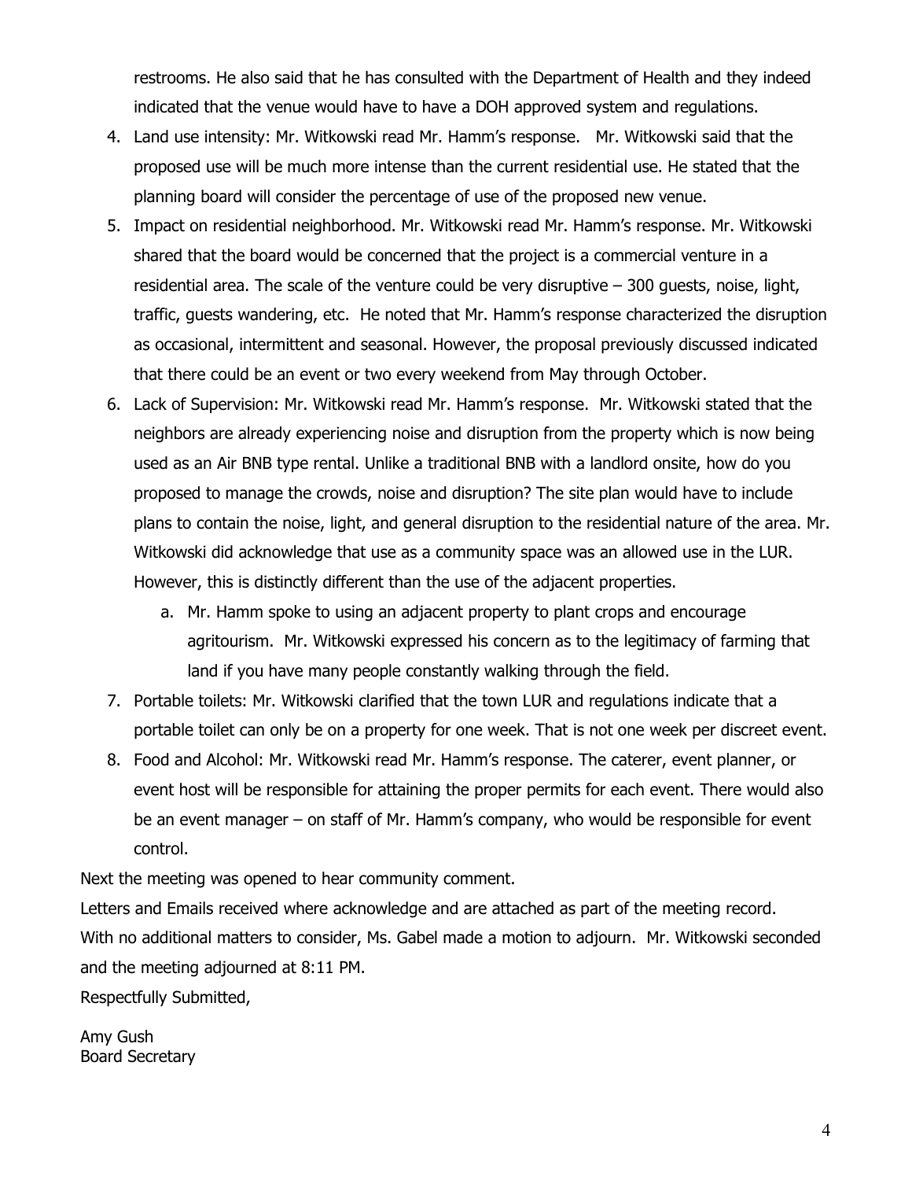restrooms. He also said that he has consulted with the Department of Health and they indeed indicated that the venue would have to have a DOH approved system and regulations.

4. Land use intensity: Mr. Witkowski read Mr. Hamm's response. Mr. Witkowski said that the proposed use will be much more intense than the current residential use. He stated that the planning board will consider the percentage of use of the proposed new venue.
5. Impact on residential neighborhood. Mr. Witkowski read Mr. Hamm's response. Mr. Witkowski shared that the board would be concerned that the project is a commercial venture in a residential area. The scale of the venture could be very disruptive – 300 guests, noise, light, traffic, guests wandering, etc. He noted that Mr. Hamm's response characterized the disruption as occasional, intermittent and seasonal. However, the proposal previously discussed indicated that there could be an event or two every weekend from May through October.
6. Lack of Supervision: Mr. Witkowski read Mr. Hamm's response. Mr. Witkowski stated that the neighbors are already experiencing noise and disruption from the property which is now being used as an Air BNB type rental. Unlike a traditional BNB with a landlord onsite, how do you proposed to manage the crowds, noise and disruption? The site plan would have to include plans to contain the noise, light, and general disruption to the residential nature of the area. Mr. Witkowski did acknowledge that use as a community space was an allowed use in the LUR. However, this is distinctly different than the use of the adjacent properties.
   a. Mr. Hamm spoke to using an adjacent property to plant crops and encourage agritourism. Mr. Witkowski expressed his concern as to the legitimacy of farming that land if you have many people constantly walking through the field.
7. Portable toilets: Mr. Witkowski clarified that the town LUR and regulations indicate that a portable toilet can only be on a property for one week. That is not one week per discreet event.
8. Food and Alcohol: Mr. Witkowski read Mr. Hamm's response. The caterer, event planner, or event host will be responsible for attaining the proper permits for each event. There would also be an event manager – on staff of Mr. Hamm's company, who would be responsible for event control.

Next the meeting was opened to hear community comment.

Letters and Emails received where acknowledge and are attached as part of the meeting record.

With no additional matters to consider, Ms. Gabel made a motion to adjourn. Mr. Witkowski seconded and the meeting adjourned at 8:11 PM.

Respectfully Submitted,

Amy Gush
Board Secretary